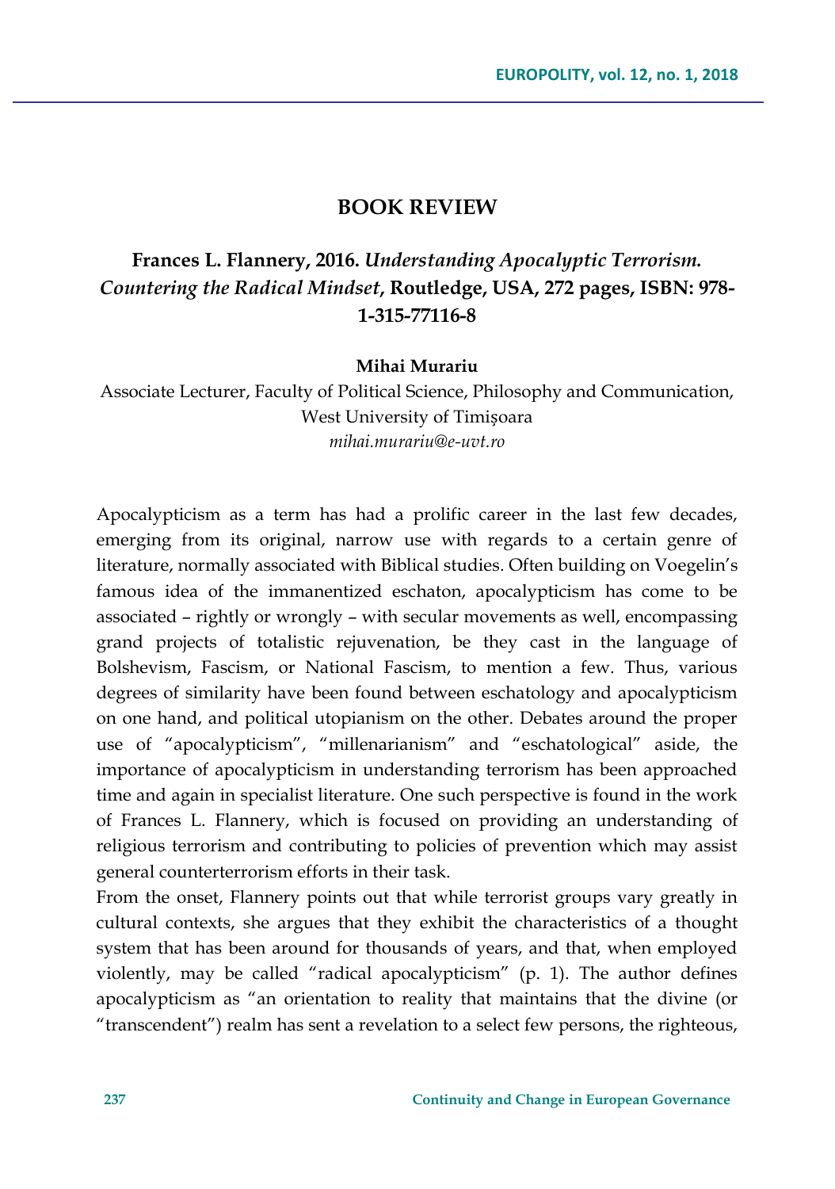# BOOK REVIEW

## Frances L. Flannery, 2016. *Understanding Apocalyptic Terrorism. Countering the Radical Mindset*, Routledge, USA, 272 pages, ISBN: 978-1-315-77116-8

**Mihai Murariu**

Associate Lecturer, Faculty of Political Science, Philosophy and Communication, West University of Timișoara

*mihai.murariu@e-uvt.ro*

Apocalypticism as a term has had a prolific career in the last few decades, emerging from its original, narrow use with regards to a certain genre of literature, normally associated with Biblical studies. Often building on Voegelin's famous idea of the immanentized eschaton, apocalypticism has come to be associated – rightly or wrongly – with secular movements as well, encompassing grand projects of totalistic rejuvenation, be they cast in the language of Bolshevism, Fascism, or National Fascism, to mention a few. Thus, various degrees of similarity have been found between eschatology and apocalypticism on one hand, and political utopianism on the other. Debates around the proper use of "apocalypticism", "millenarianism" and "eschatological" aside, the importance of apocalypticism in understanding terrorism has been approached time and again in specialist literature. One such perspective is found in the work of Frances L. Flannery, which is focused on providing an understanding of religious terrorism and contributing to policies of prevention which may assist general counterterrorism efforts in their task.

From the onset, Flannery points out that while terrorist groups vary greatly in cultural contexts, she argues that they exhibit the characteristics of a thought system that has been around for thousands of years, and that, when employed violently, may be called "radical apocalypticism" (p. 1). The author defines apocalypticism as "an orientation to reality that maintains that the divine (or "transcendent") realm has sent a revelation to a select few persons, the righteous,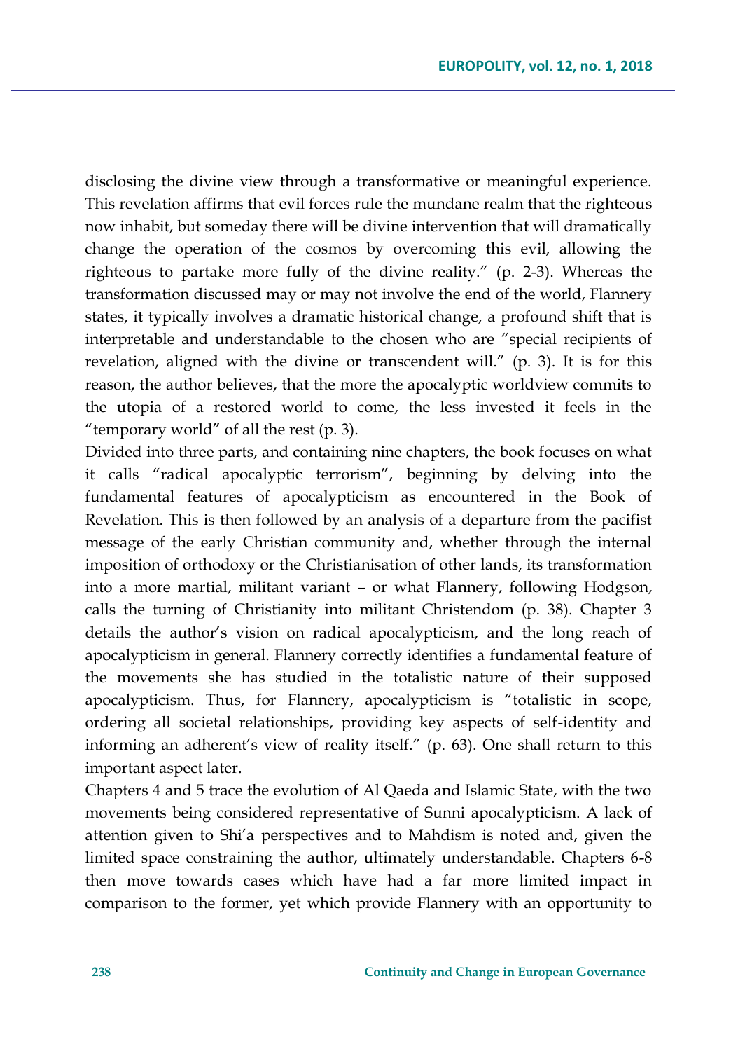disclosing the divine view through a transformative or meaningful experience. This revelation affirms that evil forces rule the mundane realm that the righteous now inhabit, but someday there will be divine intervention that will dramatically change the operation of the cosmos by overcoming this evil, allowing the righteous to partake more fully of the divine reality." (p. 2-3). Whereas the transformation discussed may or may not involve the end of the world, Flannery states, it typically involves a dramatic historical change, a profound shift that is interpretable and understandable to the chosen who are "special recipients of revelation, aligned with the divine or transcendent will." (p. 3). It is for this reason, the author believes, that the more the apocalyptic worldview commits to the utopia of a restored world to come, the less invested it feels in the "temporary world" of all the rest (p. 3).

Divided into three parts, and containing nine chapters, the book focuses on what it calls "radical apocalyptic terrorism", beginning by delving into the fundamental features of apocalypticism as encountered in the Book of Revelation. This is then followed by an analysis of a departure from the pacifist message of the early Christian community and, whether through the internal imposition of orthodoxy or the Christianisation of other lands, its transformation into a more martial, militant variant – or what Flannery, following Hodgson, calls the turning of Christianity into militant Christendom (p. 38). Chapter 3 details the author's vision on radical apocalypticism, and the long reach of apocalypticism in general. Flannery correctly identifies a fundamental feature of the movements she has studied in the totalistic nature of their supposed apocalypticism. Thus, for Flannery, apocalypticism is "totalistic in scope, ordering all societal relationships, providing key aspects of self-identity and informing an adherent's view of reality itself." (p. 63). One shall return to this important aspect later.

Chapters 4 and 5 trace the evolution of Al Qaeda and Islamic State, with the two movements being considered representative of Sunni apocalypticism. A lack of attention given to Shi'a perspectives and to Mahdism is noted and, given the limited space constraining the author, ultimately understandable. Chapters 6-8 then move towards cases which have had a far more limited impact in comparison to the former, yet which provide Flannery with an opportunity to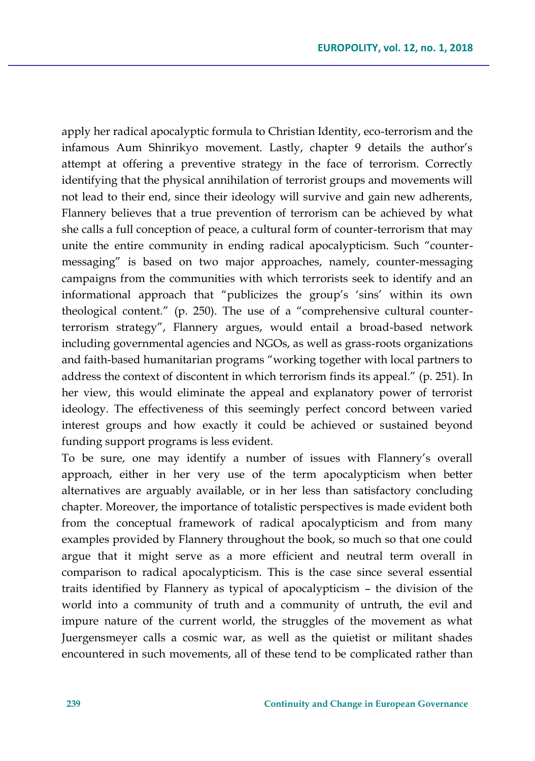apply her radical apocalyptic formula to Christian Identity, eco-terrorism and the infamous Aum Shinrikyo movement. Lastly, chapter 9 details the author's attempt at offering a preventive strategy in the face of terrorism. Correctly identifying that the physical annihilation of terrorist groups and movements will not lead to their end, since their ideology will survive and gain new adherents, Flannery believes that a true prevention of terrorism can be achieved by what she calls a full conception of peace, a cultural form of counter-terrorism that may unite the entire community in ending radical apocalypticism. Such "counter-messaging" is based on two major approaches, namely, counter-messaging campaigns from the communities with which terrorists seek to identify and an informational approach that "publicizes the group's 'sins' within its own theological content." (p. 250). The use of a "comprehensive cultural counter-terrorism strategy", Flannery argues, would entail a broad-based network including governmental agencies and NGOs, as well as grass-roots organizations and faith-based humanitarian programs "working together with local partners to address the context of discontent in which terrorism finds its appeal." (p. 251). In her view, this would eliminate the appeal and explanatory power of terrorist ideology. The effectiveness of this seemingly perfect concord between varied interest groups and how exactly it could be achieved or sustained beyond funding support programs is less evident.

To be sure, one may identify a number of issues with Flannery's overall approach, either in her very use of the term apocalypticism when better alternatives are arguably available, or in her less than satisfactory concluding chapter. Moreover, the importance of totalistic perspectives is made evident both from the conceptual framework of radical apocalypticism and from many examples provided by Flannery throughout the book, so much so that one could argue that it might serve as a more efficient and neutral term overall in comparison to radical apocalypticism. This is the case since several essential traits identified by Flannery as typical of apocalypticism – the division of the world into a community of truth and a community of untruth, the evil and impure nature of the current world, the struggles of the movement as what Juergensmeyer calls a cosmic war, as well as the quietist or militant shades encountered in such movements, all of these tend to be complicated rather than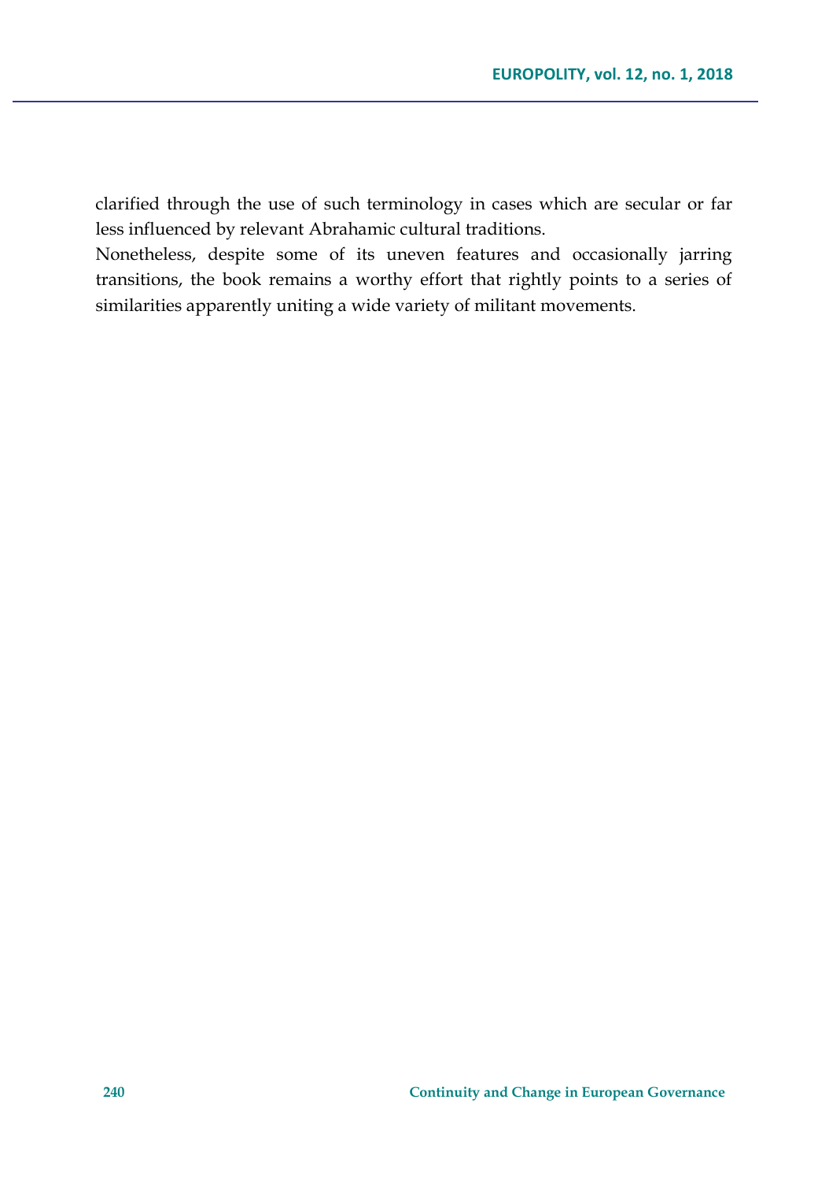clarified through the use of such terminology in cases which are secular or far less influenced by relevant Abrahamic cultural traditions.

Nonetheless, despite some of its uneven features and occasionally jarring transitions, the book remains a worthy effort that rightly points to a series of similarities apparently uniting a wide variety of militant movements.